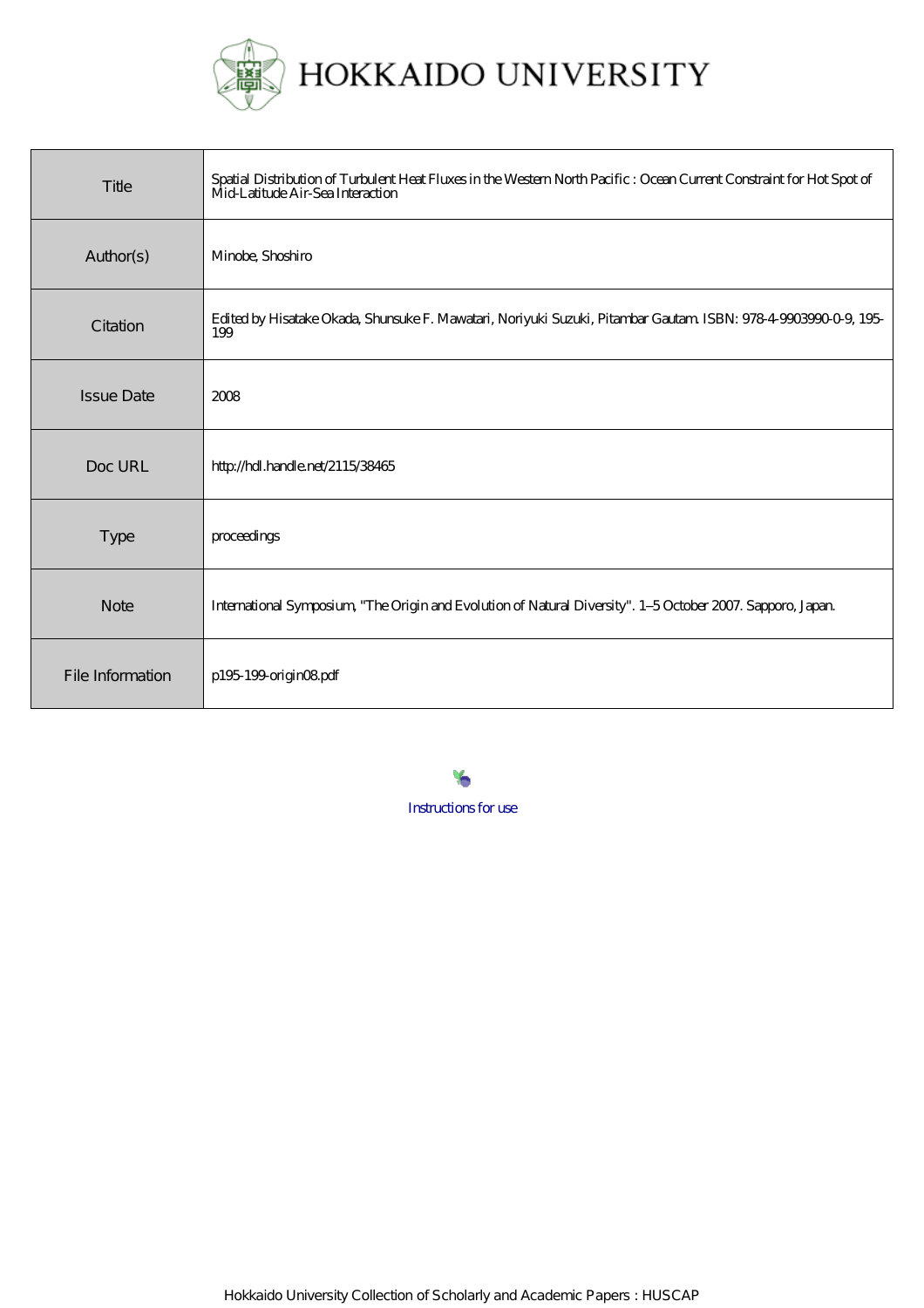# HOKKAIDO UNIVERSITY

| Title | Spatial Distribution of Turbulent Heat Fluxes in the Western North Pacific : Ocean Current Constraint for Hot Spot of Mid-Latitude Air-Sea Interaction |
|---|---|
| Author(s) | Minobe, Shoshiro |
| Citation | Edited by Hisatake Okada, Shunsuke F. Mawatari, Noriyuki Suzuki, Pitambar Gautam. ISBN: 978-4-9903990-0-9, 195-199 |
| Issue Date | 2008 |
| Doc URL | http://hdl.handle.net/2115/38465 |
| Type | proceedings |
| Note | International Symposium, "The Origin and Evolution of Natural Diversity". 1–5 October 2007. Sapporo, Japan. |
| File Information | p195-199-origin08.pdf |

Instructions for use

Hokkaido University Collection of Scholarly and Academic Papers : HUSCAP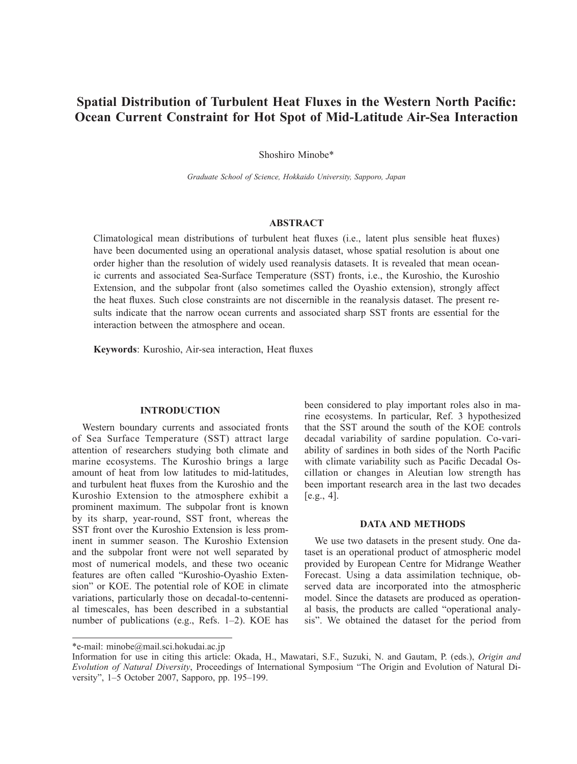# Spatial Distribution of Turbulent Heat Fluxes in the Western North Pacific: Ocean Current Constraint for Hot Spot of Mid-Latitude Air-Sea Interaction

Shoshiro Minobe*

*Graduate School of Science, Hokkaido University, Sapporo, Japan*

## ABSTRACT

Climatological mean distributions of turbulent heat fluxes (i.e., latent plus sensible heat fluxes) have been documented using an operational analysis dataset, whose spatial resolution is about one order higher than the resolution of widely used reanalysis datasets. It is revealed that mean oceanic currents and associated Sea-Surface Temperature (SST) fronts, i.e., the Kuroshio, the Kuroshio Extension, and the subpolar front (also sometimes called the Oyashio extension), strongly affect the heat fluxes. Such close constraints are not discernible in the reanalysis dataset. The present results indicate that the narrow ocean currents and associated sharp SST fronts are essential for the interaction between the atmosphere and ocean.

**Keywords**: Kuroshio, Air-sea interaction, Heat fluxes

## INTRODUCTION

Western boundary currents and associated fronts of Sea Surface Temperature (SST) attract large attention of researchers studying both climate and marine ecosystems. The Kuroshio brings a large amount of heat from low latitudes to mid-latitudes, and turbulent heat fluxes from the Kuroshio and the Kuroshio Extension to the atmosphere exhibit a prominent maximum. The subpolar front is known by its sharp, year-round, SST front, whereas the SST front over the Kuroshio Extension is less prominent in summer season. The Kuroshio Extension and the subpolar front were not well separated by most of numerical models, and these two oceanic features are often called "Kuroshio-Oyashio Extension" or KOE. The potential role of KOE in climate variations, particularly those on decadal-to-centennial timescales, has been described in a substantial number of publications (e.g., Refs. 1–2). KOE has been considered to play important roles also in marine ecosystems. In particular, Ref. 3 hypothesized that the SST around the south of the KOE controls decadal variability of sardine population. Co-variability of sardines in both sides of the North Pacific with climate variability such as Pacific Decadal Oscillation or changes in Aleutian low strength has been important research area in the last two decades [e.g., 4].

## DATA AND METHODS

We use two datasets in the present study. One dataset is an operational product of atmospheric model provided by European Centre for Midrange Weather Forecast. Using a data assimilation technique, observed data are incorporated into the atmospheric model. Since the datasets are produced as operational basis, the products are called "operational analysis". We obtained the dataset for the period from

---

*e-mail: minobe@mail.sci.hokudai.ac.jp

Information for use in citing this article: Okada, H., Mawatari, S.F., Suzuki, N. and Gautam, P. (eds.), *Origin and Evolution of Natural Diversity*, Proceedings of International Symposium "The Origin and Evolution of Natural Diversity", 1–5 October 2007, Sapporo, pp. 195–199.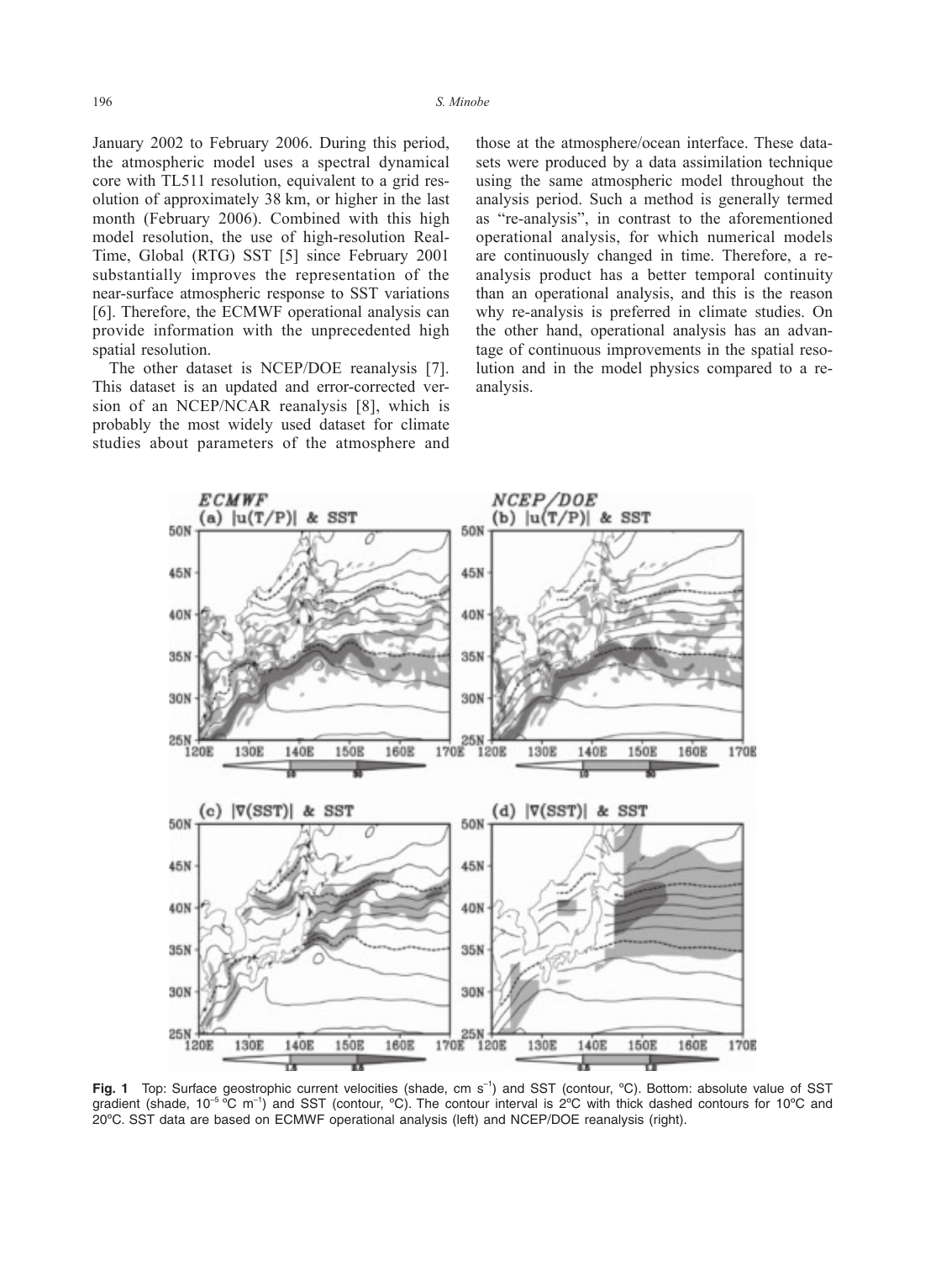January 2002 to February 2006. During this period, the atmospheric model uses a spectral dynamical core with TL511 resolution, equivalent to a grid resolution of approximately 38 km, or higher in the last month (February 2006). Combined with this high model resolution, the use of high-resolution Real-Time, Global (RTG) SST [5] since February 2001 substantially improves the representation of the near-surface atmospheric response to SST variations [6]. Therefore, the ECMWF operational analysis can provide information with the unprecedented high spatial resolution.

The other dataset is NCEP/DOE reanalysis [7]. This dataset is an updated and error-corrected version of an NCEP/NCAR reanalysis [8], which is probably the most widely used dataset for climate studies about parameters of the atmosphere and those at the atmosphere/ocean interface. These datasets were produced by a data assimilation technique using the same atmospheric model throughout the analysis period. Such a method is generally termed as "re-analysis", in contrast to the aforementioned operational analysis, for which numerical models are continuously changed in time. Therefore, a re-analysis product has a better temporal continuity than an operational analysis, and this is the reason why re-analysis is preferred in climate studies. On the other hand, operational analysis has an advantage of continuous improvements in the spatial resolution and in the model physics compared to a re-analysis.

**Fig. 1** Top: Surface geostrophic current velocities (shade, cm s$^{-1}$) and SST (contour, ºC). Bottom: absolute value of SST gradient (shade, $10^{-5}$ ºC m$^{-1}$) and SST (contour, ºC). The contour interval is 2ºC with thick dashed contours for 10ºC and 20ºC. SST data are based on ECMWF operational analysis (left) and NCEP/DOE reanalysis (right).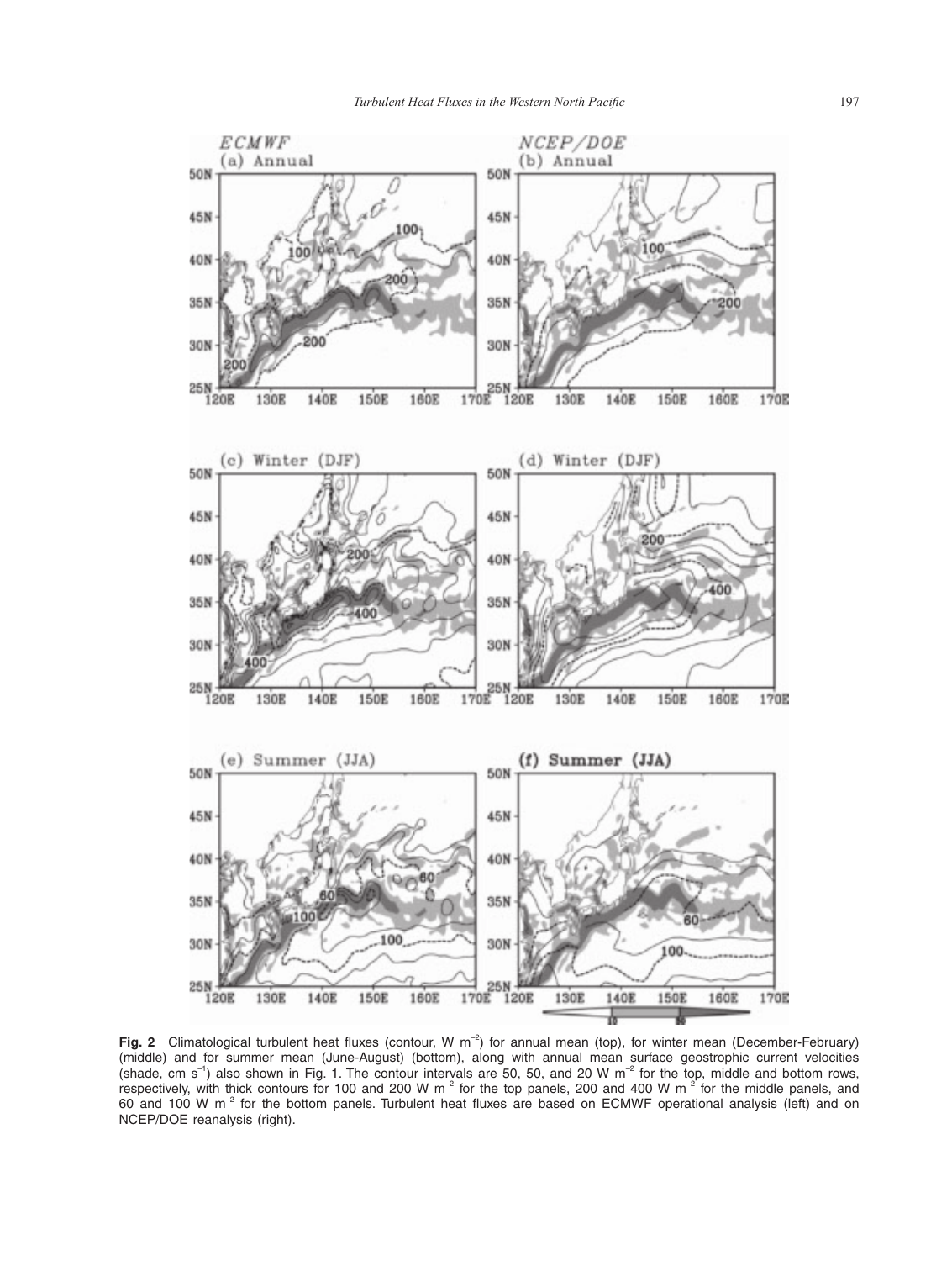**Fig. 2** Climatological turbulent heat fluxes (contour, W m$^{-2}$) for annual mean (top), for winter mean (December-February) (middle) and for summer mean (June-August) (bottom), along with annual mean surface geostrophic current velocities (shade, cm s$^{-1}$) also shown in Fig. 1. The contour intervals are 50, 50, and 20 W m$^{-2}$ for the top, middle and bottom rows, respectively, with thick contours for 100 and 200 W m$^{-2}$ for the top panels, 200 and 400 W m$^{-2}$ for the middle panels, and 60 and 100 W m$^{-2}$ for the bottom panels. Turbulent heat fluxes are based on ECMWF operational analysis (left) and on NCEP/DOE reanalysis (right).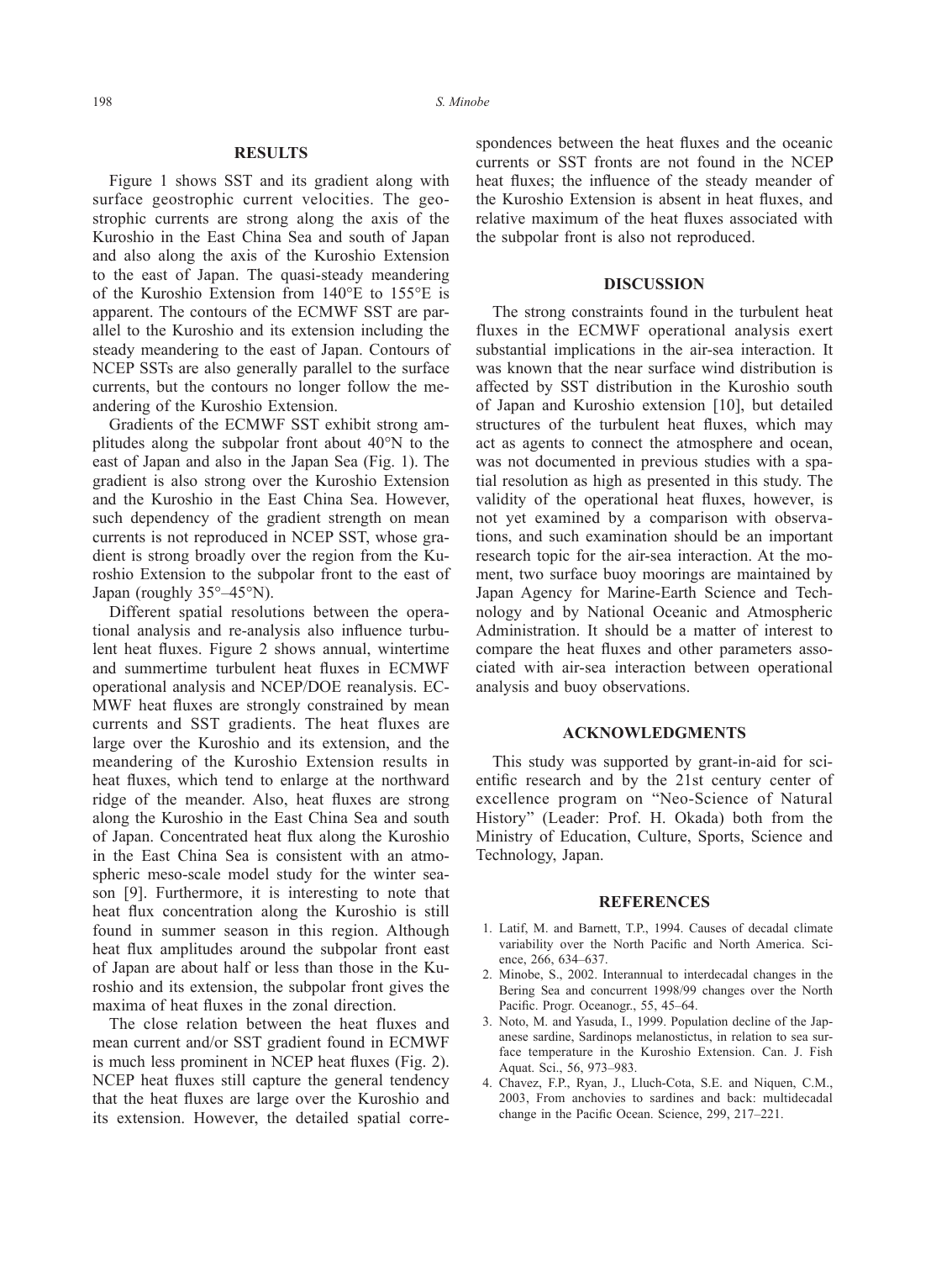## RESULTS

Figure 1 shows SST and its gradient along with surface geostrophic current velocities. The geostrophic currents are strong along the axis of the Kuroshio in the East China Sea and south of Japan and also along the axis of the Kuroshio Extension to the east of Japan. The quasi-steady meandering of the Kuroshio Extension from 140°E to 155°E is apparent. The contours of the ECMWF SST are parallel to the Kuroshio and its extension including the steady meandering to the east of Japan. Contours of NCEP SSTs are also generally parallel to the surface currents, but the contours no longer follow the meandering of the Kuroshio Extension.

Gradients of the ECMWF SST exhibit strong amplitudes along the subpolar front about 40°N to the east of Japan and also in the Japan Sea (Fig. 1). The gradient is also strong over the Kuroshio Extension and the Kuroshio in the East China Sea. However, such dependency of the gradient strength on mean currents is not reproduced in NCEP SST, whose gradient is strong broadly over the region from the Kuroshio Extension to the subpolar front to the east of Japan (roughly 35°–45°N).

Different spatial resolutions between the operational analysis and re-analysis also influence turbulent heat fluxes. Figure 2 shows annual, wintertime and summertime turbulent heat fluxes in ECMWF operational analysis and NCEP/DOE reanalysis. ECMWF heat fluxes are strongly constrained by mean currents and SST gradients. The heat fluxes are large over the Kuroshio and its extension, and the meandering of the Kuroshio Extension results in heat fluxes, which tend to enlarge at the northward ridge of the meander. Also, heat fluxes are strong along the Kuroshio in the East China Sea and south of Japan. Concentrated heat flux along the Kuroshio in the East China Sea is consistent with an atmospheric meso-scale model study for the winter season [9]. Furthermore, it is interesting to note that heat flux concentration along the Kuroshio is still found in summer season in this region. Although heat flux amplitudes around the subpolar front east of Japan are about half or less than those in the Kuroshio and its extension, the subpolar front gives the maxima of heat fluxes in the zonal direction.

The close relation between the heat fluxes and mean current and/or SST gradient found in ECMWF is much less prominent in NCEP heat fluxes (Fig. 2). NCEP heat fluxes still capture the general tendency that the heat fluxes are large over the Kuroshio and its extension. However, the detailed spatial correspondences between the heat fluxes and the oceanic currents or SST fronts are not found in the NCEP heat fluxes; the influence of the steady meander of the Kuroshio Extension is absent in heat fluxes, and relative maximum of the heat fluxes associated with the subpolar front is also not reproduced.

## DISCUSSION

The strong constraints found in the turbulent heat fluxes in the ECMWF operational analysis exert substantial implications in the air-sea interaction. It was known that the near surface wind distribution is affected by SST distribution in the Kuroshio south of Japan and Kuroshio extension [10], but detailed structures of the turbulent heat fluxes, which may act as agents to connect the atmosphere and ocean, was not documented in previous studies with a spatial resolution as high as presented in this study. The validity of the operational heat fluxes, however, is not yet examined by a comparison with observations, and such examination should be an important research topic for the air-sea interaction. At the moment, two surface buoy moorings are maintained by Japan Agency for Marine-Earth Science and Technology and by National Oceanic and Atmospheric Administration. It should be a matter of interest to compare the heat fluxes and other parameters associated with air-sea interaction between operational analysis and buoy observations.

## ACKNOWLEDGMENTS

This study was supported by grant-in-aid for scientific research and by the 21st century center of excellence program on "Neo-Science of Natural History" (Leader: Prof. H. Okada) both from the Ministry of Education, Culture, Sports, Science and Technology, Japan.

## REFERENCES

1. Latif, M. and Barnett, T.P., 1994. Causes of decadal climate variability over the North Pacific and North America. Science, 266, 634–637.
2. Minobe, S., 2002. Interannual to interdecadal changes in the Bering Sea and concurrent 1998/99 changes over the North Pacific. Progr. Oceanogr., 55, 45–64.
3. Noto, M. and Yasuda, I., 1999. Population decline of the Japanese sardine, Sardinops melanostictus, in relation to sea surface temperature in the Kuroshio Extension. Can. J. Fish Aquat. Sci., 56, 973–983.
4. Chavez, F.P., Ryan, J., Lluch-Cota, S.E. and Niquen, C.M., 2003, From anchovies to sardines and back: multidecadal change in the Pacific Ocean. Science, 299, 217–221.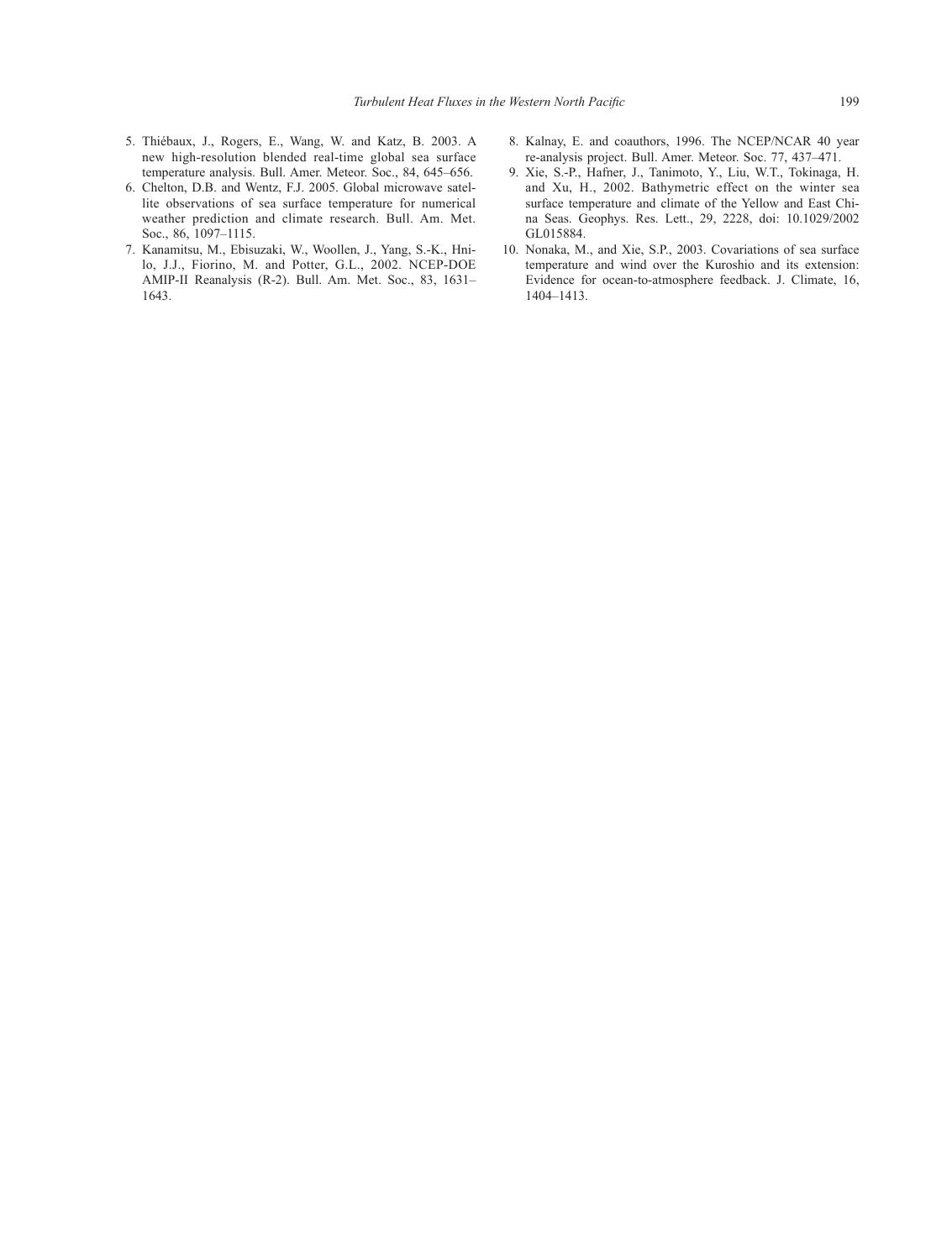5. Thiébaux, J., Rogers, E., Wang, W. and Katz, B. 2003. A new high-resolution blended real-time global sea surface temperature analysis. Bull. Amer. Meteor. Soc., 84, 645–656.
6. Chelton, D.B. and Wentz, F.J. 2005. Global microwave satellite observations of sea surface temperature for numerical weather prediction and climate research. Bull. Am. Met. Soc., 86, 1097–1115.
7. Kanamitsu, M., Ebisuzaki, W., Woollen, J., Yang, S.-K., Hnilo, J.J., Fiorino, M. and Potter, G.L., 2002. NCEP-DOE AMIP-II Reanalysis (R-2). Bull. Am. Met. Soc., 83, 1631–1643.
8. Kalnay, E. and coauthors, 1996. The NCEP/NCAR 40 year re-analysis project. Bull. Amer. Meteor. Soc. 77, 437–471.
9. Xie, S.-P., Hafner, J., Tanimoto, Y., Liu, W.T., Tokinaga, H. and Xu, H., 2002. Bathymetric effect on the winter sea surface temperature and climate of the Yellow and East China Seas. Geophys. Res. Lett., 29, 2228, doi: 10.1029/2002 GL015884.
10. Nonaka, M., and Xie, S.P., 2003. Covariations of sea surface temperature and wind over the Kuroshio and its extension: Evidence for ocean-to-atmosphere feedback. J. Climate, 16, 1404–1413.